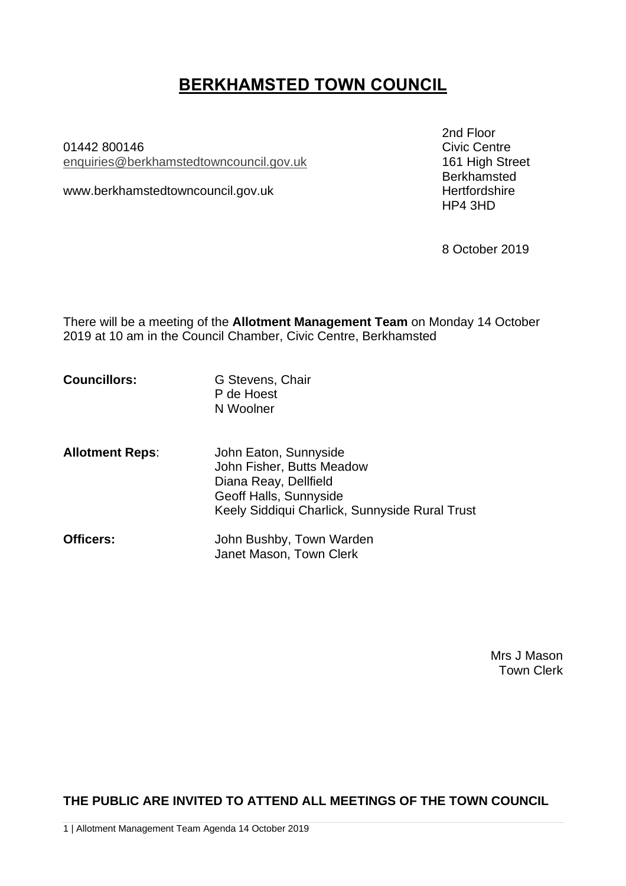# BERKHAMSTED TOWN COUNCIL

01442 800146
enquiries@berkhamstedtowncouncil.gov.uk

www.berkhamstedtowncouncil.gov.uk

2nd Floor
Civic Centre
161 High Street
Berkhamsted
Hertfordshire
HP4 3HD

8 October 2019

There will be a meeting of the **Allotment Management Team** on Monday 14 October 2019 at 10 am in the Council Chamber, Civic Centre, Berkhamsted

**Councillors:**
G Stevens, Chair
P de Hoest
N Woolner

**Allotment Reps**:
John Eaton, Sunnyside
John Fisher, Butts Meadow
Diana Reay, Dellfield
Geoff Halls, Sunnyside
Keely Siddiqui Charlick, Sunnyside Rural Trust

**Officers:**
John Bushby, Town Warden
Janet Mason, Town Clerk

Mrs J Mason
Town Clerk

**THE PUBLIC ARE INVITED TO ATTEND ALL MEETINGS OF THE TOWN COUNCIL**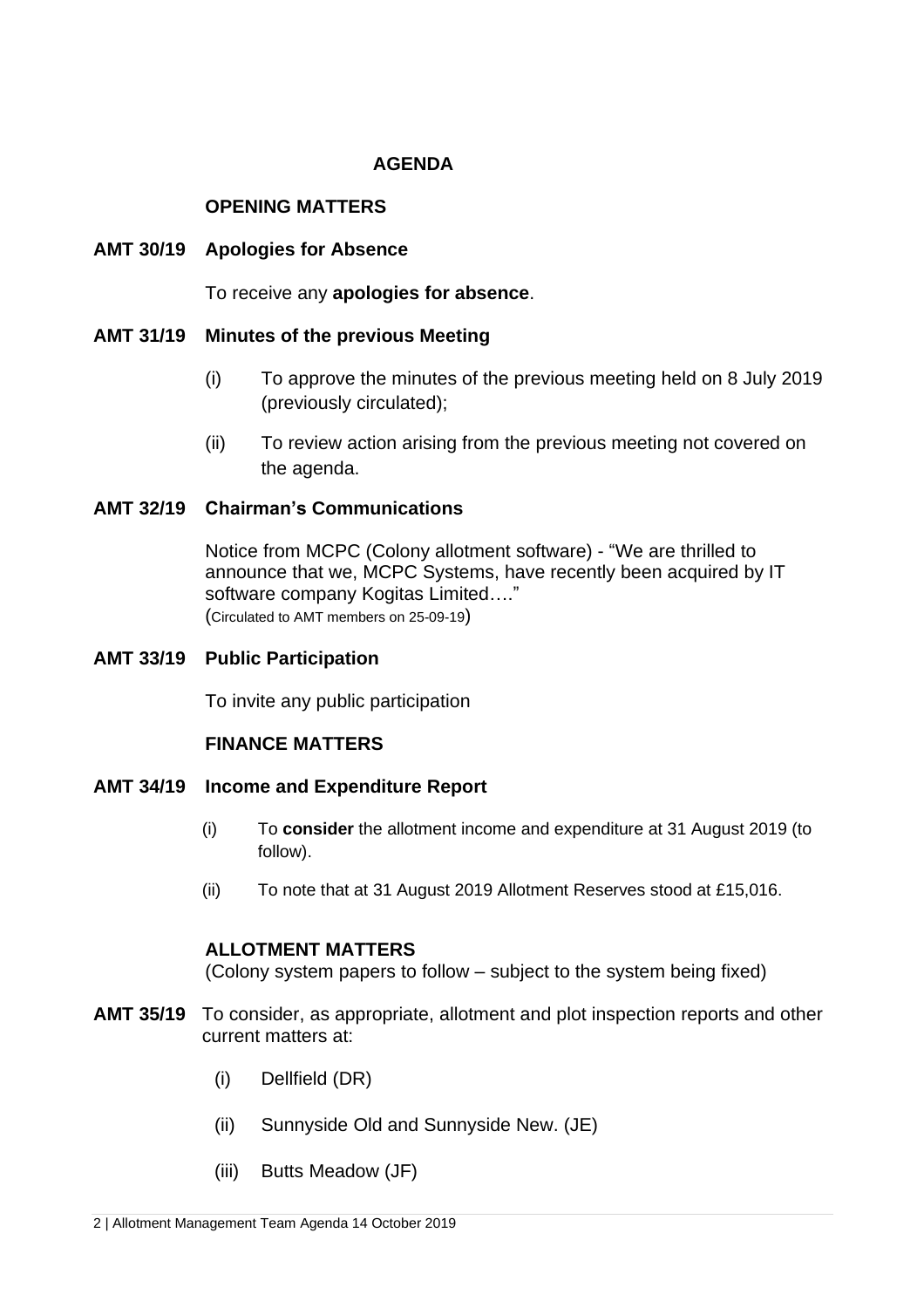# AGENDA

## OPENING MATTERS

**AMT 30/19 Apologies for Absence**

To receive any **apologies for absence**.

**AMT 31/19 Minutes of the previous Meeting**

(i) To approve the minutes of the previous meeting held on 8 July 2019 (previously circulated);

(ii) To review action arising from the previous meeting not covered on the agenda.

**AMT 32/19 Chairman's Communications**

Notice from MCPC (Colony allotment software) - "We are thrilled to announce that we, MCPC Systems, have recently been acquired by IT software company Kogitas Limited…."
(Circulated to AMT members on 25-09-19)

**AMT 33/19 Public Participation**

To invite any public participation

## FINANCE MATTERS

**AMT 34/19 Income and Expenditure Report**

(i) To **consider** the allotment income and expenditure at 31 August 2019 (to follow).

(ii) To note that at 31 August 2019 Allotment Reserves stood at £15,016.

## ALLOTMENT MATTERS

(Colony system papers to follow – subject to the system being fixed)

**AMT 35/19** To consider, as appropriate, allotment and plot inspection reports and other current matters at:

(i) Dellfield (DR)

(ii) Sunnyside Old and Sunnyside New. (JE)

(iii) Butts Meadow (JF)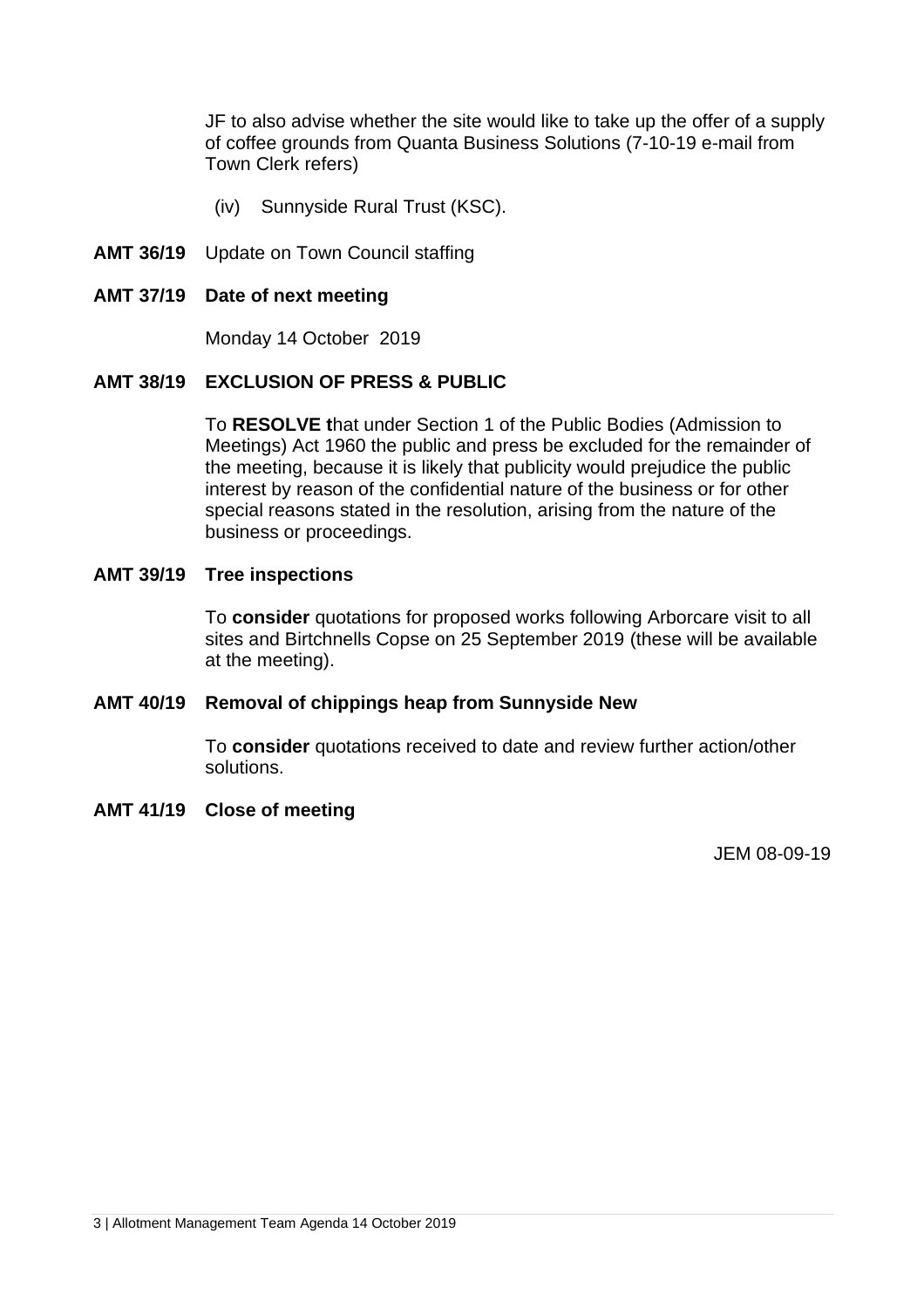JF to also advise whether the site would like to take up the offer of a supply of coffee grounds from Quanta Business Solutions (7-10-19 e-mail from Town Clerk refers)

(iv) Sunnyside Rural Trust (KSC).

**AMT 36/19** Update on Town Council staffing

**AMT 37/19 Date of next meeting**

Monday 14 October 2019

**AMT 38/19 EXCLUSION OF PRESS & PUBLIC**

To **RESOLVE t**hat under Section 1 of the Public Bodies (Admission to Meetings) Act 1960 the public and press be excluded for the remainder of the meeting, because it is likely that publicity would prejudice the public interest by reason of the confidential nature of the business or for other special reasons stated in the resolution, arising from the nature of the business or proceedings.

**AMT 39/19 Tree inspections**

To **consider** quotations for proposed works following Arborcare visit to all sites and Birtchnells Copse on 25 September 2019 (these will be available at the meeting).

**AMT 40/19 Removal of chippings heap from Sunnyside New**

To **consider** quotations received to date and review further action/other solutions.

**AMT 41/19 Close of meeting**

JEM 08-09-19